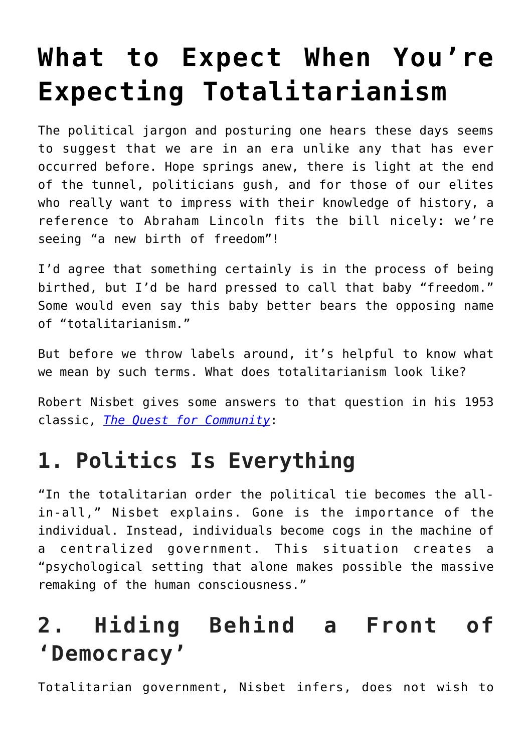# What to Expect When You're Expecting Totalitarianism

The political jargon and posturing one hears these days seems to suggest that we are in an era unlike any that has ever occurred before. Hope springs anew, there is light at the end of the tunnel, politicians gush, and for those of our elites who really want to impress with their knowledge of history, a reference to Abraham Lincoln fits the bill nicely: we're seeing "a new birth of freedom"!

I'd agree that something certainly is in the process of being birthed, but I'd be hard pressed to call that baby "freedom." Some would even say this baby better bears the opposing name of "totalitarianism."

But before we throw labels around, it's helpful to know what we mean by such terms. What does totalitarianism look like?

Robert Nisbet gives some answers to that question in his 1953 classic, *The Quest for Community*:

## 1. Politics Is Everything

"In the totalitarian order the political tie becomes the all-in-all," Nisbet explains. Gone is the importance of the individual. Instead, individuals become cogs in the machine of a centralized government. This situation creates a "psychological setting that alone makes possible the massive remaking of the human consciousness."

## 2. Hiding Behind a Front of 'Democracy'

Totalitarian government, Nisbet infers, does not wish to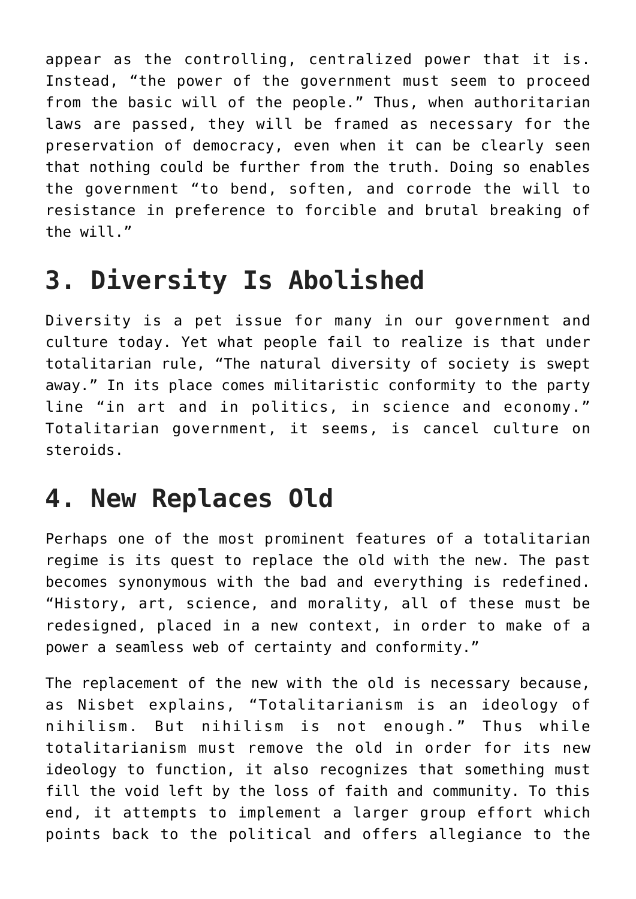appear as the controlling, centralized power that it is. Instead, "the power of the government must seem to proceed from the basic will of the people." Thus, when authoritarian laws are passed, they will be framed as necessary for the preservation of democracy, even when it can be clearly seen that nothing could be further from the truth. Doing so enables the government "to bend, soften, and corrode the will to resistance in preference to forcible and brutal breaking of the will."

## 3. Diversity Is Abolished

Diversity is a pet issue for many in our government and culture today. Yet what people fail to realize is that under totalitarian rule, "The natural diversity of society is swept away." In its place comes militaristic conformity to the party line "in art and in politics, in science and economy." Totalitarian government, it seems, is cancel culture on steroids.

## 4. New Replaces Old

Perhaps one of the most prominent features of a totalitarian regime is its quest to replace the old with the new. The past becomes synonymous with the bad and everything is redefined. "History, art, science, and morality, all of these must be redesigned, placed in a new context, in order to make of a power a seamless web of certainty and conformity."

The replacement of the new with the old is necessary because, as Nisbet explains, "Totalitarianism is an ideology of nihilism. But nihilism is not enough." Thus while totalitarianism must remove the old in order for its new ideology to function, it also recognizes that something must fill the void left by the loss of faith and community. To this end, it attempts to implement a larger group effort which points back to the political and offers allegiance to the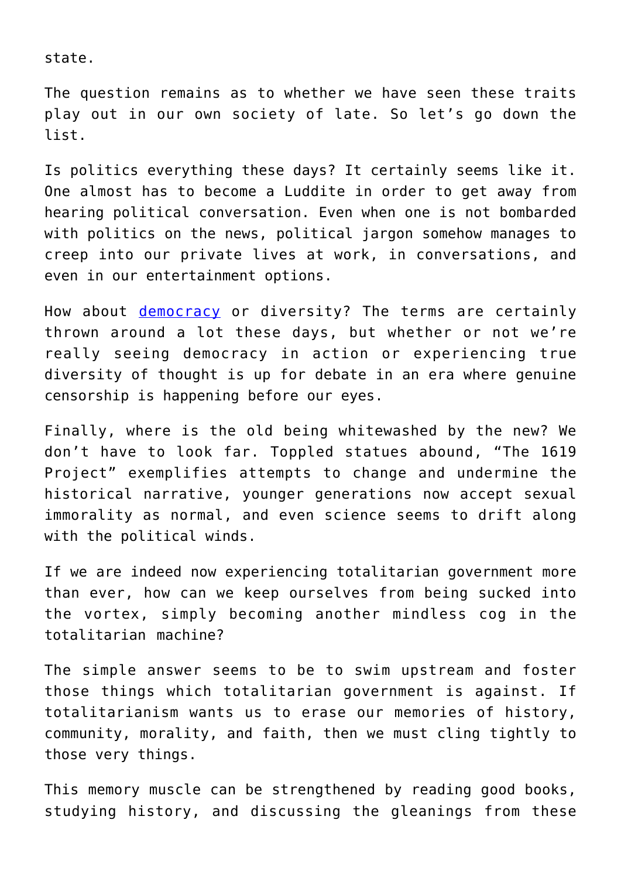state.

The question remains as to whether we have seen these traits play out in our own society of late. So let's go down the list.

Is politics everything these days? It certainly seems like it. One almost has to become a Luddite in order to get away from hearing political conversation. Even when one is not bombarded with politics on the news, political jargon somehow manages to creep into our private lives at work, in conversations, and even in our entertainment options.

How about democracy or diversity? The terms are certainly thrown around a lot these days, but whether or not we're really seeing democracy in action or experiencing true diversity of thought is up for debate in an era where genuine censorship is happening before our eyes.

Finally, where is the old being whitewashed by the new? We don't have to look far. Toppled statues abound, "The 1619 Project" exemplifies attempts to change and undermine the historical narrative, younger generations now accept sexual immorality as normal, and even science seems to drift along with the political winds.

If we are indeed now experiencing totalitarian government more than ever, how can we keep ourselves from being sucked into the vortex, simply becoming another mindless cog in the totalitarian machine?

The simple answer seems to be to swim upstream and foster those things which totalitarian government is against. If totalitarianism wants us to erase our memories of history, community, morality, and faith, then we must cling tightly to those very things.

This memory muscle can be strengthened by reading good books, studying history, and discussing the gleanings from these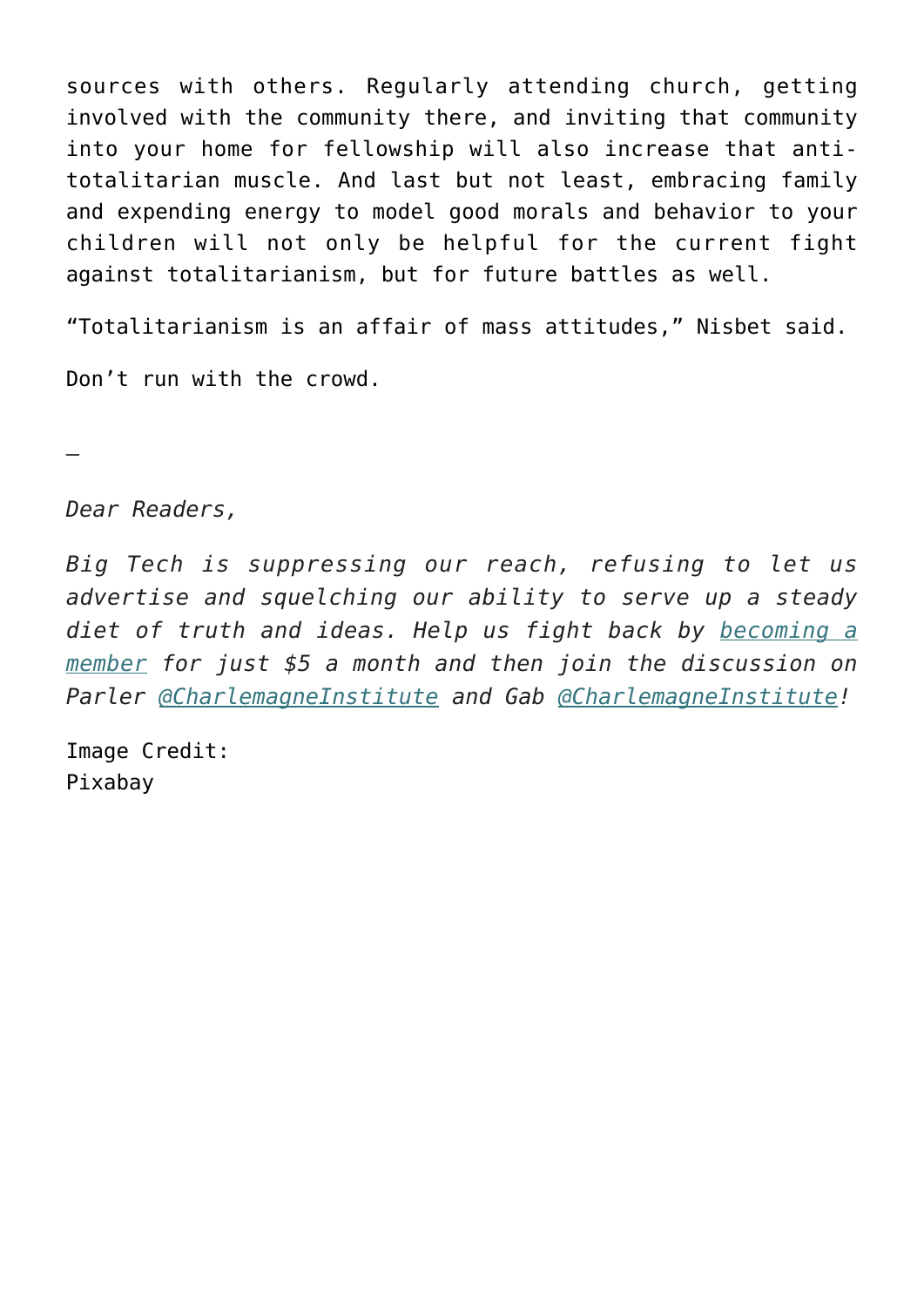sources with others. Regularly attending church, getting involved with the community there, and inviting that community into your home for fellowship will also increase that anti-totalitarian muscle. And last but not least, embracing family and expending energy to model good morals and behavior to your children will not only be helpful for the current fight against totalitarianism, but for future battles as well.

"Totalitarianism is an affair of mass attitudes," Nisbet said.

Don't run with the crowd.

—

*Dear Readers,*

*Big Tech is suppressing our reach, refusing to let us advertise and squelching our ability to serve up a steady diet of truth and ideas. Help us fight back by becoming a member for just $5 a month and then join the discussion on Parler @CharlemagneInstitute and Gab @CharlemagneInstitute!*

Image Credit:
Pixabay